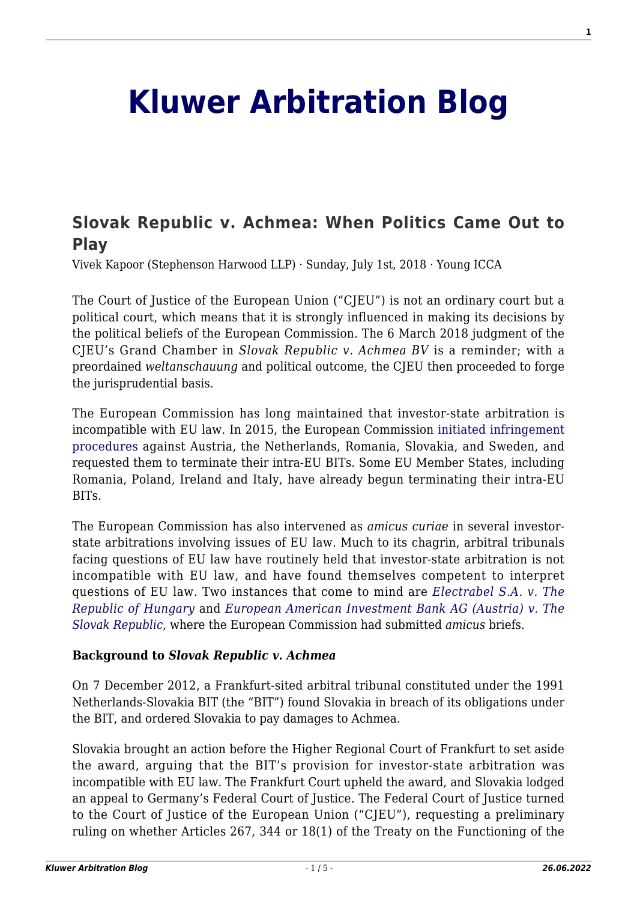# Kluwer Arbitration Blog

## Slovak Republic v. Achmea: When Politics Came Out to Play

Vivek Kapoor (Stephenson Harwood LLP) · Sunday, July 1st, 2018 · Young ICCA

The Court of Justice of the European Union ("CJEU") is not an ordinary court but a political court, which means that it is strongly influenced in making its decisions by the political beliefs of the European Commission. The 6 March 2018 judgment of the CJEU's Grand Chamber in *Slovak Republic v. Achmea BV* is a reminder; with a preordained *weltanschauung* and political outcome, the CJEU then proceeded to forge the jurisprudential basis.

The European Commission has long maintained that investor-state arbitration is incompatible with EU law. In 2015, the European Commission initiated infringement procedures against Austria, the Netherlands, Romania, Slovakia, and Sweden, and requested them to terminate their intra-EU BITs. Some EU Member States, including Romania, Poland, Ireland and Italy, have already begun terminating their intra-EU BITs.

The European Commission has also intervened as *amicus curiae* in several investor-state arbitrations involving issues of EU law. Much to its chagrin, arbitral tribunals facing questions of EU law have routinely held that investor-state arbitration is not incompatible with EU law, and have found themselves competent to interpret questions of EU law. Two instances that come to mind are *Electrabel S.A. v. The Republic of Hungary* and *European American Investment Bank AG (Austria) v. The Slovak Republic*, where the European Commission had submitted *amicus* briefs.

**Background to *Slovak Republic v. Achmea***

On 7 December 2012, a Frankfurt-sited arbitral tribunal constituted under the 1991 Netherlands-Slovakia BIT (the "BIT") found Slovakia in breach of its obligations under the BIT, and ordered Slovakia to pay damages to Achmea.

Slovakia brought an action before the Higher Regional Court of Frankfurt to set aside the award, arguing that the BIT's provision for investor-state arbitration was incompatible with EU law. The Frankfurt Court upheld the award, and Slovakia lodged an appeal to Germany's Federal Court of Justice. The Federal Court of Justice turned to the Court of Justice of the European Union ("CJEU"), requesting a preliminary ruling on whether Articles 267, 344 or 18(1) of the Treaty on the Functioning of the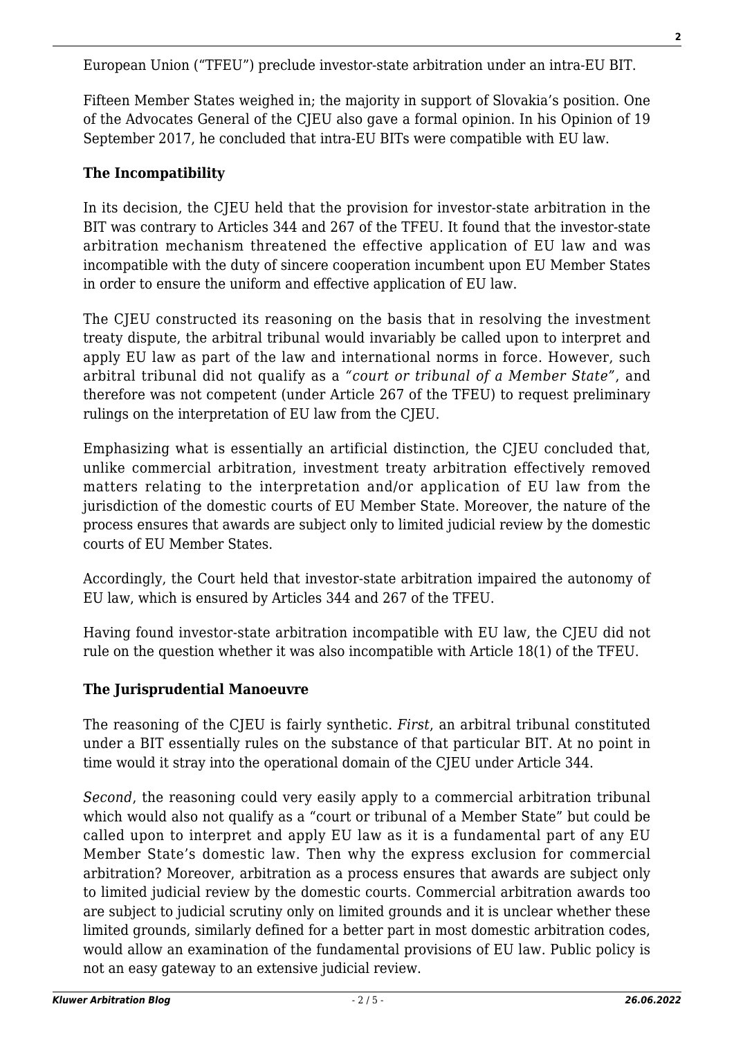European Union ("TFEU") preclude investor-state arbitration under an intra-EU BIT.

Fifteen Member States weighed in; the majority in support of Slovakia's position. One of the Advocates General of the CJEU also gave a formal opinion. In his Opinion of 19 September 2017, he concluded that intra-EU BITs were compatible with EU law.

**The Incompatibility**

In its decision, the CJEU held that the provision for investor-state arbitration in the BIT was contrary to Articles 344 and 267 of the TFEU. It found that the investor-state arbitration mechanism threatened the effective application of EU law and was incompatible with the duty of sincere cooperation incumbent upon EU Member States in order to ensure the uniform and effective application of EU law.

The CJEU constructed its reasoning on the basis that in resolving the investment treaty dispute, the arbitral tribunal would invariably be called upon to interpret and apply EU law as part of the law and international norms in force. However, such arbitral tribunal did not qualify as a *"court or tribunal of a Member State"*, and therefore was not competent (under Article 267 of the TFEU) to request preliminary rulings on the interpretation of EU law from the CJEU.

Emphasizing what is essentially an artificial distinction, the CJEU concluded that, unlike commercial arbitration, investment treaty arbitration effectively removed matters relating to the interpretation and/or application of EU law from the jurisdiction of the domestic courts of EU Member State. Moreover, the nature of the process ensures that awards are subject only to limited judicial review by the domestic courts of EU Member States.

Accordingly, the Court held that investor-state arbitration impaired the autonomy of EU law, which is ensured by Articles 344 and 267 of the TFEU.

Having found investor-state arbitration incompatible with EU law, the CJEU did not rule on the question whether it was also incompatible with Article 18(1) of the TFEU.

**The Jurisprudential Manoeuvre**

The reasoning of the CJEU is fairly synthetic. *First*, an arbitral tribunal constituted under a BIT essentially rules on the substance of that particular BIT. At no point in time would it stray into the operational domain of the CJEU under Article 344.

*Second*, the reasoning could very easily apply to a commercial arbitration tribunal which would also not qualify as a "court or tribunal of a Member State" but could be called upon to interpret and apply EU law as it is a fundamental part of any EU Member State's domestic law. Then why the express exclusion for commercial arbitration? Moreover, arbitration as a process ensures that awards are subject only to limited judicial review by the domestic courts. Commercial arbitration awards too are subject to judicial scrutiny only on limited grounds and it is unclear whether these limited grounds, similarly defined for a better part in most domestic arbitration codes, would allow an examination of the fundamental provisions of EU law. Public policy is not an easy gateway to an extensive judicial review.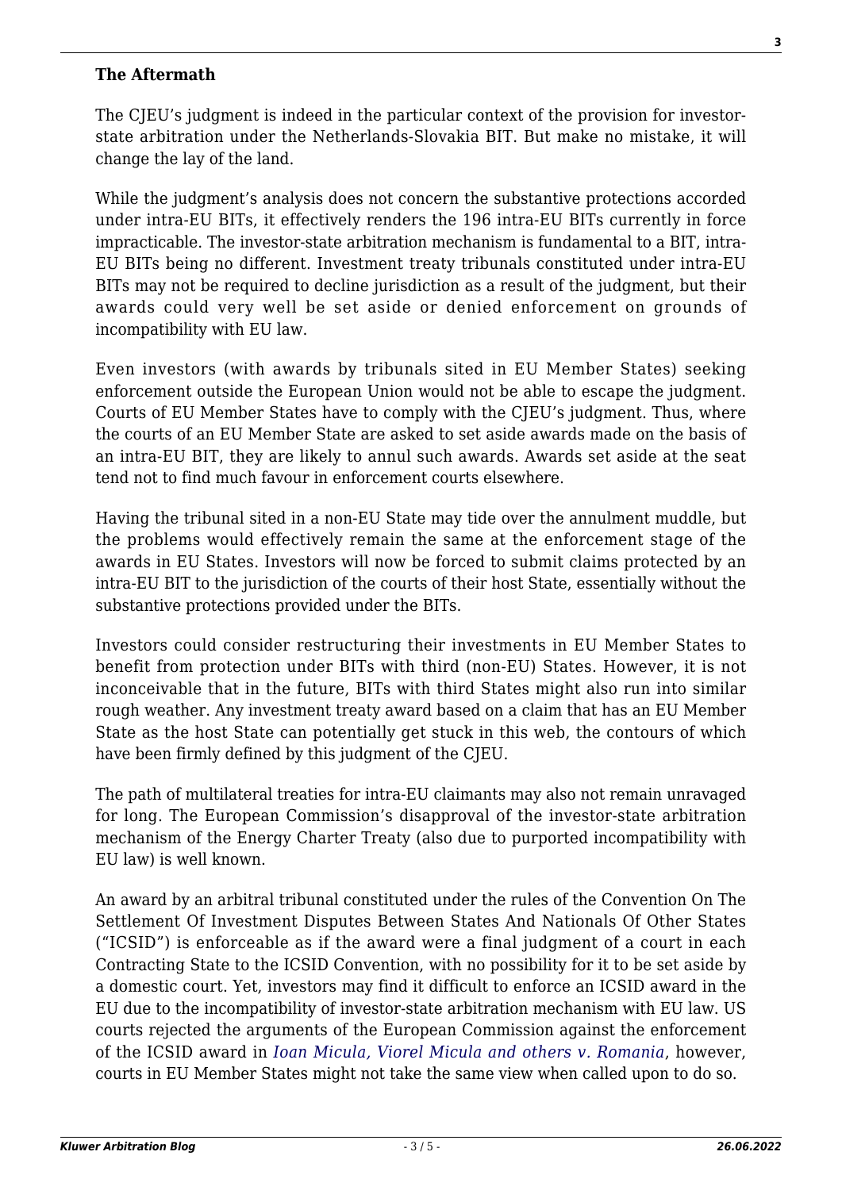**The Aftermath**

The CJEU's judgment is indeed in the particular context of the provision for investor-state arbitration under the Netherlands-Slovakia BIT. But make no mistake, it will change the lay of the land.

While the judgment's analysis does not concern the substantive protections accorded under intra-EU BITs, it effectively renders the 196 intra-EU BITs currently in force impracticable. The investor-state arbitration mechanism is fundamental to a BIT, intra-EU BITs being no different. Investment treaty tribunals constituted under intra-EU BITs may not be required to decline jurisdiction as a result of the judgment, but their awards could very well be set aside or denied enforcement on grounds of incompatibility with EU law.

Even investors (with awards by tribunals sited in EU Member States) seeking enforcement outside the European Union would not be able to escape the judgment. Courts of EU Member States have to comply with the CJEU's judgment. Thus, where the courts of an EU Member State are asked to set aside awards made on the basis of an intra-EU BIT, they are likely to annul such awards. Awards set aside at the seat tend not to find much favour in enforcement courts elsewhere.

Having the tribunal sited in a non-EU State may tide over the annulment muddle, but the problems would effectively remain the same at the enforcement stage of the awards in EU States. Investors will now be forced to submit claims protected by an intra-EU BIT to the jurisdiction of the courts of their host State, essentially without the substantive protections provided under the BITs.

Investors could consider restructuring their investments in EU Member States to benefit from protection under BITs with third (non-EU) States. However, it is not inconceivable that in the future, BITs with third States might also run into similar rough weather. Any investment treaty award based on a claim that has an EU Member State as the host State can potentially get stuck in this web, the contours of which have been firmly defined by this judgment of the CJEU.

The path of multilateral treaties for intra-EU claimants may also not remain unravaged for long. The European Commission's disapproval of the investor-state arbitration mechanism of the Energy Charter Treaty (also due to purported incompatibility with EU law) is well known.

An award by an arbitral tribunal constituted under the rules of the Convention On The Settlement Of Investment Disputes Between States And Nationals Of Other States ("ICSID") is enforceable as if the award were a final judgment of a court in each Contracting State to the ICSID Convention, with no possibility for it to be set aside by a domestic court. Yet, investors may find it difficult to enforce an ICSID award in the EU due to the incompatibility of investor-state arbitration mechanism with EU law. US courts rejected the arguments of the European Commission against the enforcement of the ICSID award in *Ioan Micula, Viorel Micula and others v. Romania*, however, courts in EU Member States might not take the same view when called upon to do so.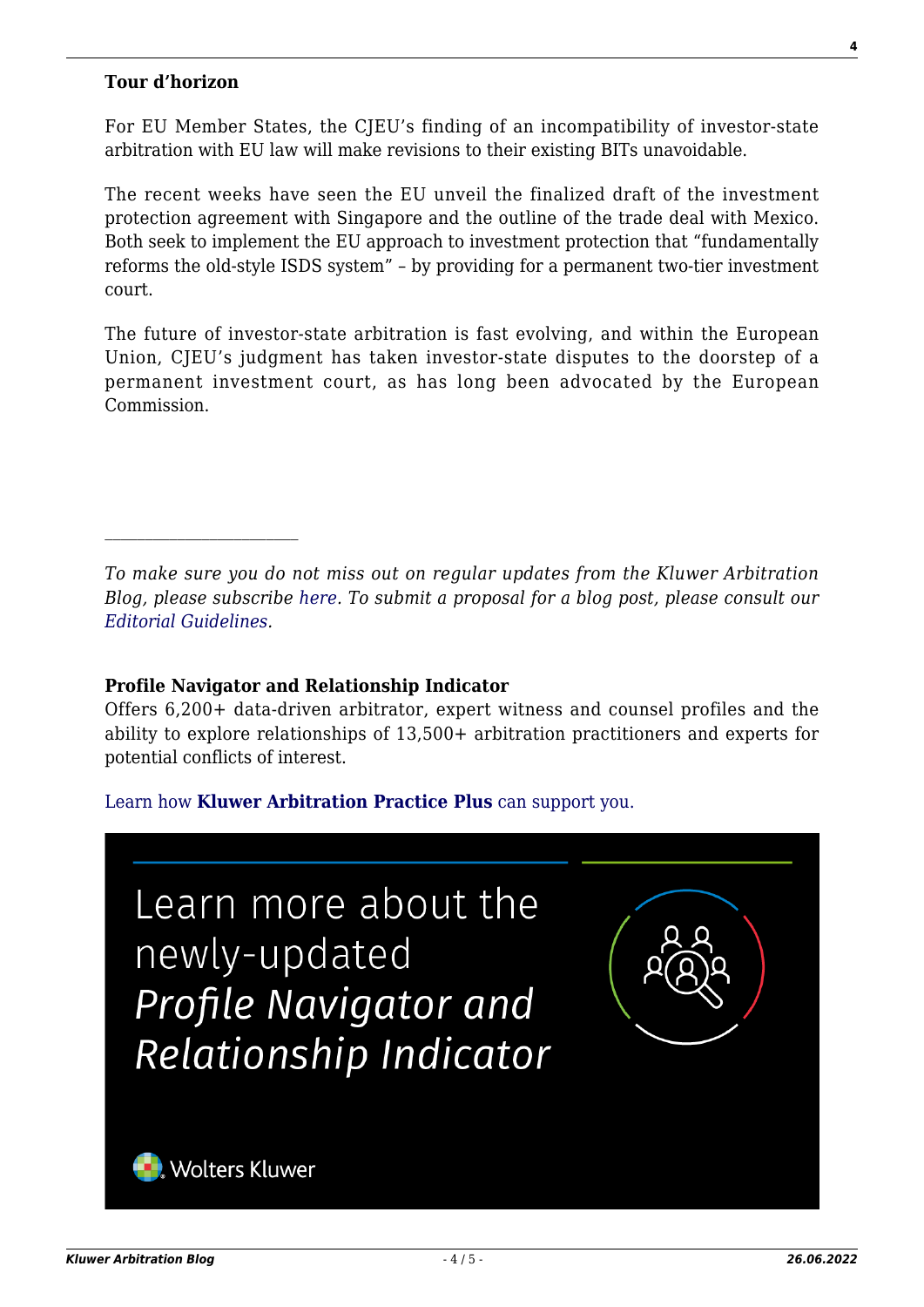**Tour d'horizon**

For EU Member States, the CJEU's finding of an incompatibility of investor-state arbitration with EU law will make revisions to their existing BITs unavoidable.

The recent weeks have seen the EU unveil the finalized draft of the investment protection agreement with Singapore and the outline of the trade deal with Mexico. Both seek to implement the EU approach to investment protection that "fundamentally reforms the old-style ISDS system" – by providing for a permanent two-tier investment court.

The future of investor-state arbitration is fast evolving, and within the European Union, CJEU's judgment has taken investor-state disputes to the doorstep of a permanent investment court, as has long been advocated by the European Commission.

---

*To make sure you do not miss out on regular updates from the Kluwer Arbitration Blog, please subscribe here. To submit a proposal for a blog post, please consult our Editorial Guidelines.*

**Profile Navigator and Relationship Indicator**
Offers 6,200+ data-driven arbitrator, expert witness and counsel profiles and the ability to explore relationships of 13,500+ arbitration practitioners and experts for potential conflicts of interest.

Learn how **Kluwer Arbitration Practice Plus** can support you.

Learn more about the newly-updated *Profile Navigator and Relationship Indicator*

Wolters Kluwer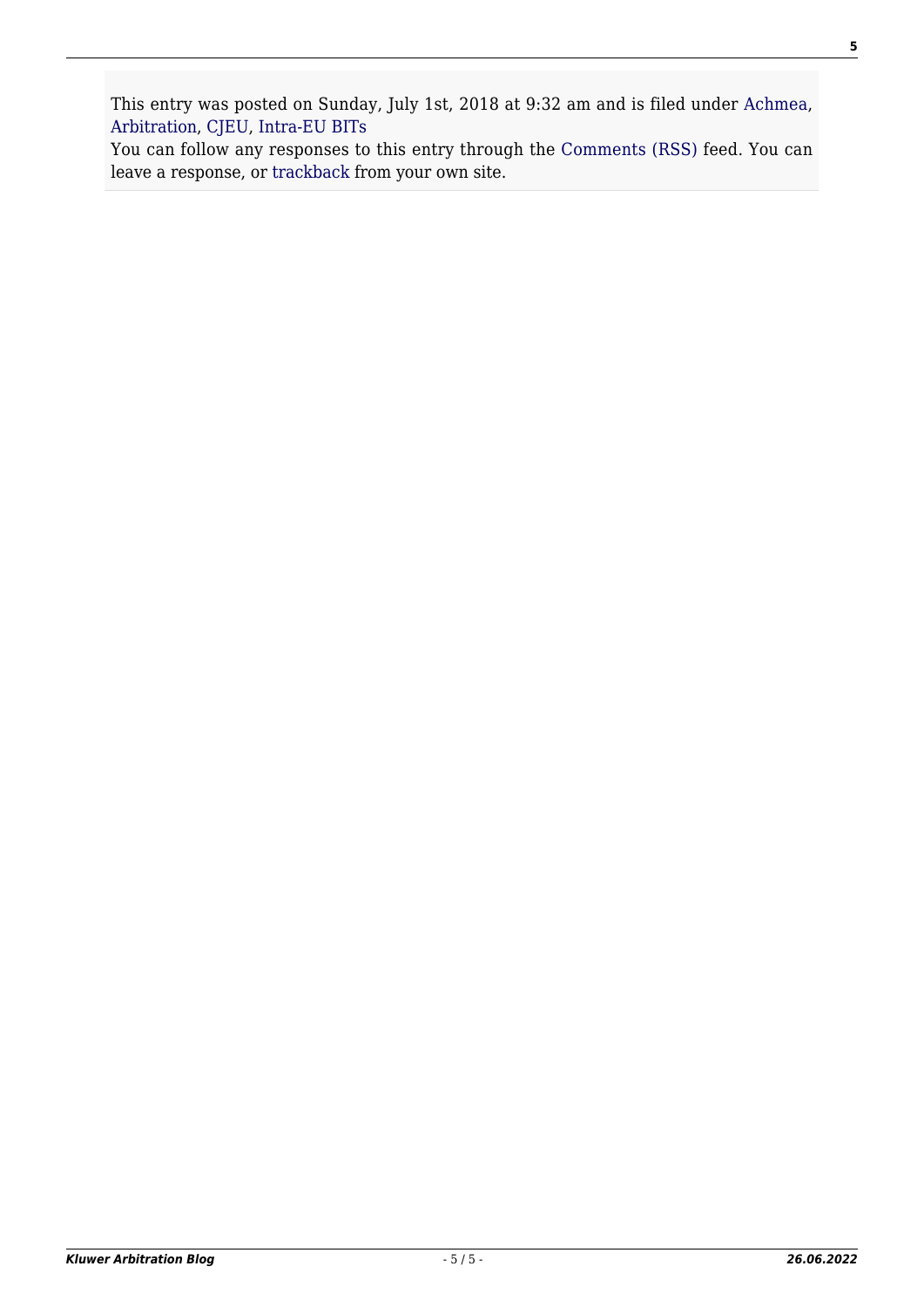This entry was posted on Sunday, July 1st, 2018 at 9:32 am and is filed under Achmea, Arbitration, CJEU, Intra-EU BITs

You can follow any responses to this entry through the Comments (RSS) feed. You can leave a response, or trackback from your own site.